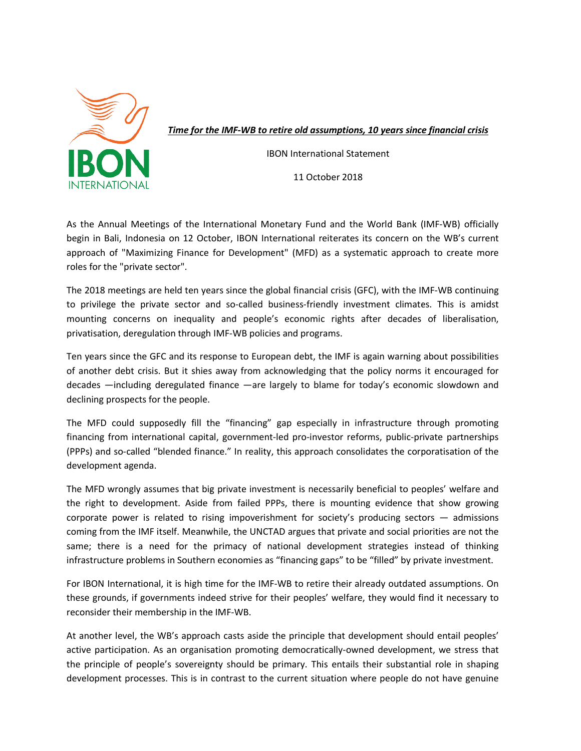***Time for the IMF-WB to retire old assumptions, 10 years since financial crisis***

IBON International Statement

11 October 2018

As the Annual Meetings of the International Monetary Fund and the World Bank (IMF-WB) officially begin in Bali, Indonesia on 12 October, IBON International reiterates its concern on the WB's current approach of "Maximizing Finance for Development" (MFD) as a systematic approach to create more roles for the "private sector".

The 2018 meetings are held ten years since the global financial crisis (GFC), with the IMF-WB continuing to privilege the private sector and so-called business-friendly investment climates. This is amidst mounting concerns on inequality and people's economic rights after decades of liberalisation, privatisation, deregulation through IMF-WB policies and programs.

Ten years since the GFC and its response to European debt, the IMF is again warning about possibilities of another debt crisis. But it shies away from acknowledging that the policy norms it encouraged for decades —including deregulated finance —are largely to blame for today's economic slowdown and declining prospects for the people.

The MFD could supposedly fill the "financing" gap especially in infrastructure through promoting financing from international capital, government-led pro-investor reforms, public-private partnerships (PPPs) and so-called "blended finance." In reality, this approach consolidates the corporatisation of the development agenda.

The MFD wrongly assumes that big private investment is necessarily beneficial to peoples' welfare and the right to development. Aside from failed PPPs, there is mounting evidence that show growing corporate power is related to rising impoverishment for society's producing sectors — admissions coming from the IMF itself. Meanwhile, the UNCTAD argues that private and social priorities are not the same; there is a need for the primacy of national development strategies instead of thinking infrastructure problems in Southern economies as "financing gaps" to be "filled" by private investment.

For IBON International, it is high time for the IMF-WB to retire their already outdated assumptions. On these grounds, if governments indeed strive for their peoples' welfare, they would find it necessary to reconsider their membership in the IMF-WB.

At another level, the WB's approach casts aside the principle that development should entail peoples' active participation. As an organisation promoting democratically-owned development, we stress that the principle of people's sovereignty should be primary. This entails their substantial role in shaping development processes. This is in contrast to the current situation where people do not have genuine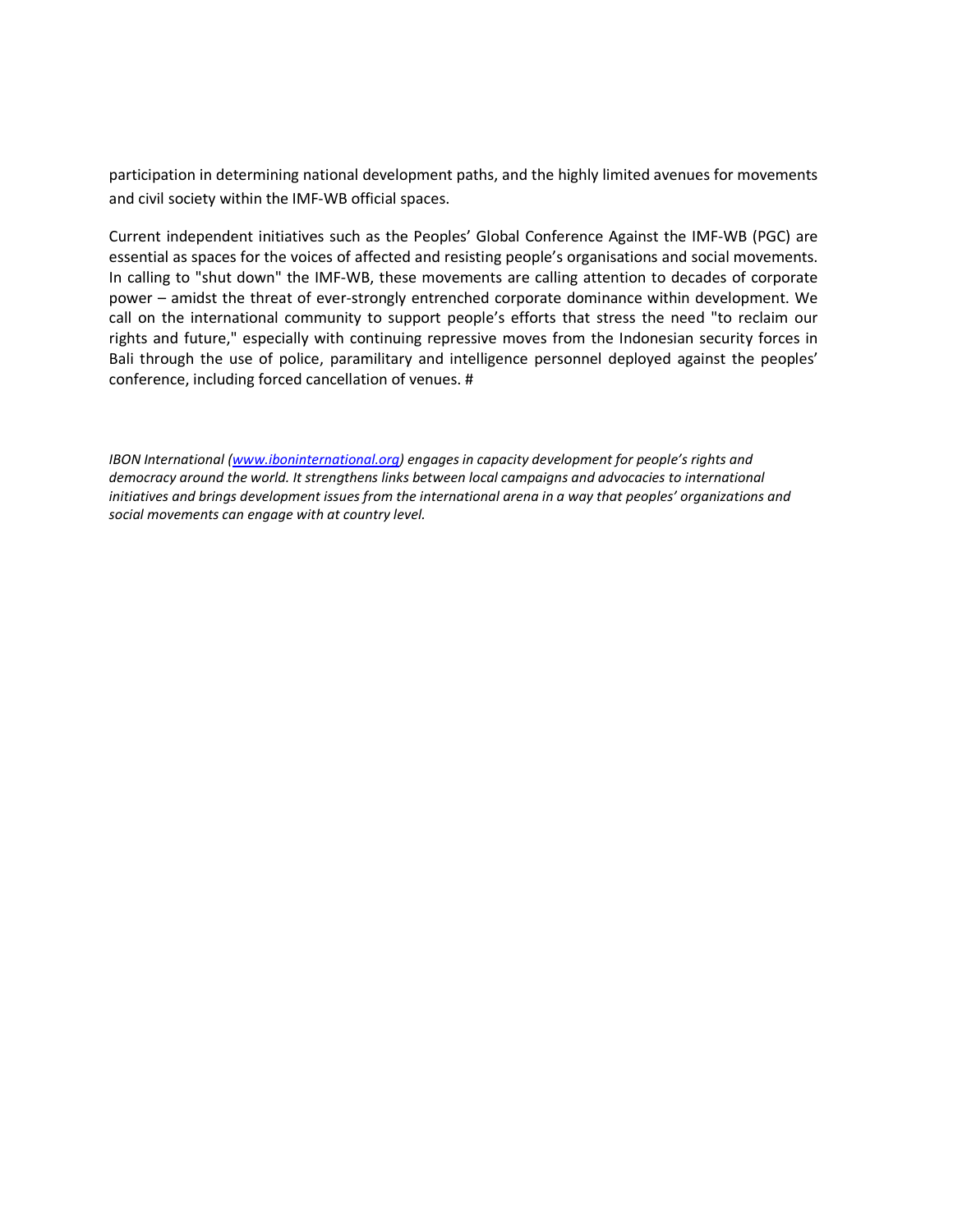participation in determining national development paths, and the highly limited avenues for movements and civil society within the IMF-WB official spaces.

Current independent initiatives such as the Peoples' Global Conference Against the IMF-WB (PGC) are essential as spaces for the voices of affected and resisting people's organisations and social movements. In calling to "shut down" the IMF-WB, these movements are calling attention to decades of corporate power – amidst the threat of ever-strongly entrenched corporate dominance within development. We call on the international community to support people's efforts that stress the need "to reclaim our rights and future," especially with continuing repressive moves from the Indonesian security forces in Bali through the use of police, paramilitary and intelligence personnel deployed against the peoples' conference, including forced cancellation of venues. #

*IBON International ([www.iboninternational.org](http://www.iboninternational.org)) engages in capacity development for people's rights and democracy around the world. It strengthens links between local campaigns and advocacies to international initiatives and brings development issues from the international arena in a way that peoples' organizations and social movements can engage with at country level.*